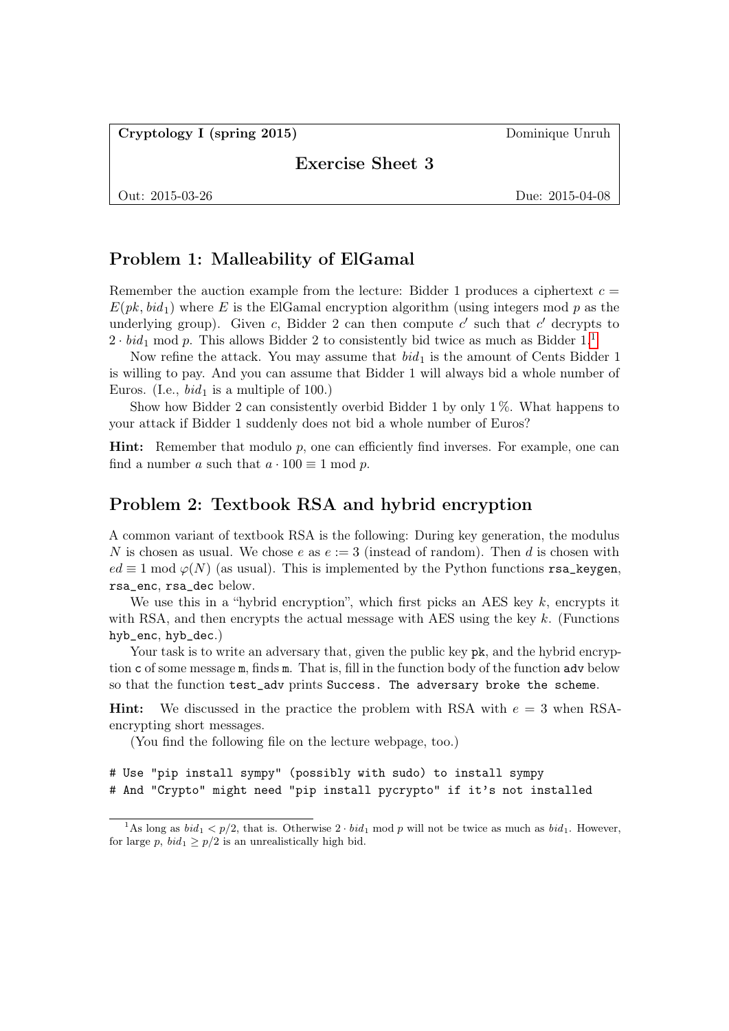| **Cryptology I (spring 2015)** | Dominique Unruh |
|---|---|

**Exercise Sheet 3**

Out: 2015-03-26 Due: 2015-04-08

## Problem 1: Malleability of ElGamal

Remember the auction example from the lecture: Bidder 1 produces a ciphertext $c = E(pk, bid_1)$ where $E$ is the ElGamal encryption algorithm (using integers mod $p$ as the underlying group). Given $c$, Bidder 2 can then compute $c'$ such that $c'$ decrypts to $2 \cdot bid_1 \bmod p$. This allows Bidder 2 to consistently bid twice as much as Bidder 1.[1]

Now refine the attack. You may assume that $bid_1$ is the amount of Cents Bidder 1 is willing to pay. And you can assume that Bidder 1 will always bid a whole number of Euros. (I.e., $bid_1$ is a multiple of 100.)

Show how Bidder 2 can consistently overbid Bidder 1 by only 1 %. What happens to your attack if Bidder 1 suddenly does not bid a whole number of Euros?

**Hint:** Remember that modulo $p$, one can efficiently find inverses. For example, one can find a number $a$ such that $a \cdot 100 \equiv 1 \bmod p$.

## Problem 2: Textbook RSA and hybrid encryption

A common variant of textbook RSA is the following: During key generation, the modulus $N$ is chosen as usual. We chose $e$ as $e := 3$ (instead of random). Then $d$ is chosen with $ed \equiv 1 \bmod \varphi(N)$ (as usual). This is implemented by the Python functions `rsa_keygen`, `rsa_enc`, `rsa_dec` below.

We use this in a "hybrid encryption", which first picks an AES key $k$, encrypts it with RSA, and then encrypts the actual message with AES using the key $k$. (Functions `hyb_enc`, `hyb_dec`.)

Your task is to write an adversary that, given the public key `pk`, and the hybrid encryption `c` of some message `m`, finds `m`. That is, fill in the function body of the function `adv` below so that the function `test_adv` prints `Success. The adversary broke the scheme`.

**Hint:** We discussed in the practice the problem with RSA with $e = 3$ when RSA-encrypting short messages.

(You find the following file on the lecture webpage, too.)

```
# Use "pip install sympy" (possibly with sudo) to install sympy
# And "Crypto" might need "pip install pycrypto" if it's not installed
```

[1] As long as $bid_1 < p/2$, that is. Otherwise $2 \cdot bid_1 \bmod p$ will not be twice as much as $bid_1$. However, for large $p$, $bid_1 \geq p/2$ is an unrealistically high bid.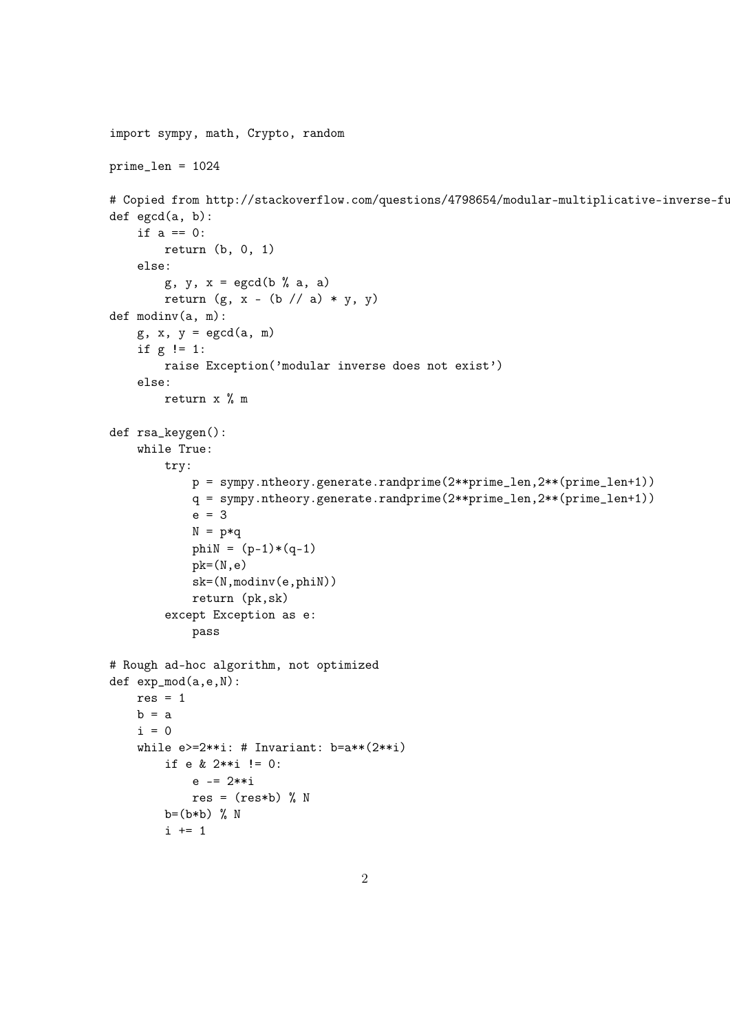```
import sympy, math, Crypto, random

prime_len = 1024

# Copied from http://stackoverflow.com/questions/4798654/modular-multiplicative-inverse-fu
def egcd(a, b):
    if a == 0:
        return (b, 0, 1)
    else:
        g, y, x = egcd(b % a, a)
        return (g, x - (b // a) * y, y)
def modinv(a, m):
    g, x, y = egcd(a, m)
    if g != 1:
        raise Exception('modular inverse does not exist')
    else:
        return x % m

def rsa_keygen():
    while True:
        try:
            p = sympy.ntheory.generate.randprime(2**prime_len,2**(prime_len+1))
            q = sympy.ntheory.generate.randprime(2**prime_len,2**(prime_len+1))
            e = 3
            N = p*q
            phiN = (p-1)*(q-1)
            pk=(N,e)
            sk=(N,modinv(e,phiN))
            return (pk,sk)
        except Exception as e:
            pass

# Rough ad-hoc algorithm, not optimized
def exp_mod(a,e,N):
    res = 1
    b = a
    i = 0
    while e>=2**i: # Invariant: b=a**(2**i)
        if e & 2**i != 0:
            e -= 2**i
            res = (res*b) % N
        b=(b*b) % N
        i += 1
```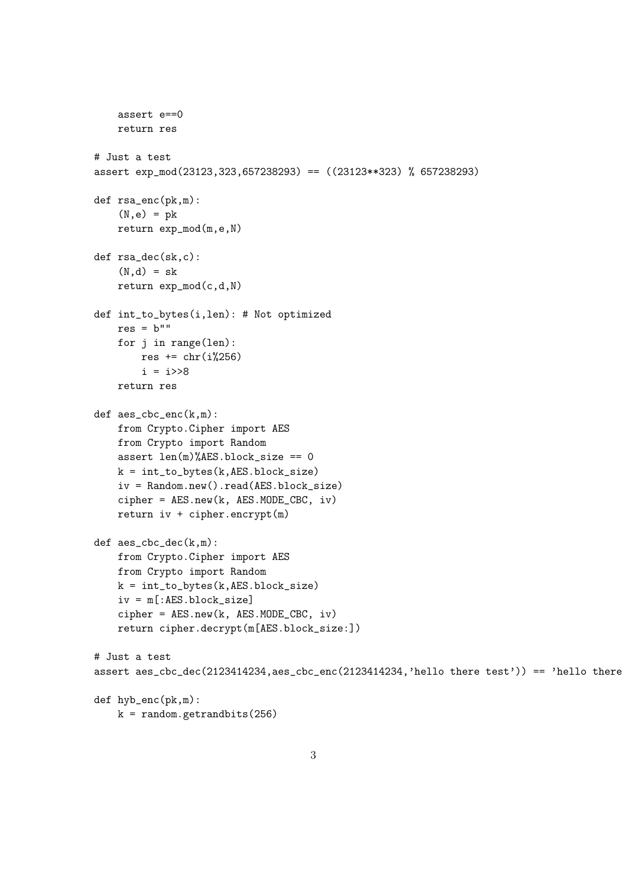```
    assert e==0
    return res

# Just a test
assert exp_mod(23123,323,657238293) == ((23123**323) % 657238293)

def rsa_enc(pk,m):
    (N,e) = pk
    return exp_mod(m,e,N)

def rsa_dec(sk,c):
    (N,d) = sk
    return exp_mod(c,d,N)

def int_to_bytes(i,len): # Not optimized
    res = b""
    for j in range(len):
        res += chr(i%256)
        i = i>>8
    return res

def aes_cbc_enc(k,m):
    from Crypto.Cipher import AES
    from Crypto import Random
    assert len(m)%AES.block_size == 0
    k = int_to_bytes(k,AES.block_size)
    iv = Random.new().read(AES.block_size)
    cipher = AES.new(k, AES.MODE_CBC, iv)
    return iv + cipher.encrypt(m)

def aes_cbc_dec(k,m):
    from Crypto.Cipher import AES
    from Crypto import Random
    k = int_to_bytes(k,AES.block_size)
    iv = m[:AES.block_size]
    cipher = AES.new(k, AES.MODE_CBC, iv)
    return cipher.decrypt(m[AES.block_size:])

# Just a test
assert aes_cbc_dec(2123414234,aes_cbc_enc(2123414234,'hello there test')) == 'hello there

def hyb_enc(pk,m):
    k = random.getrandbits(256)
```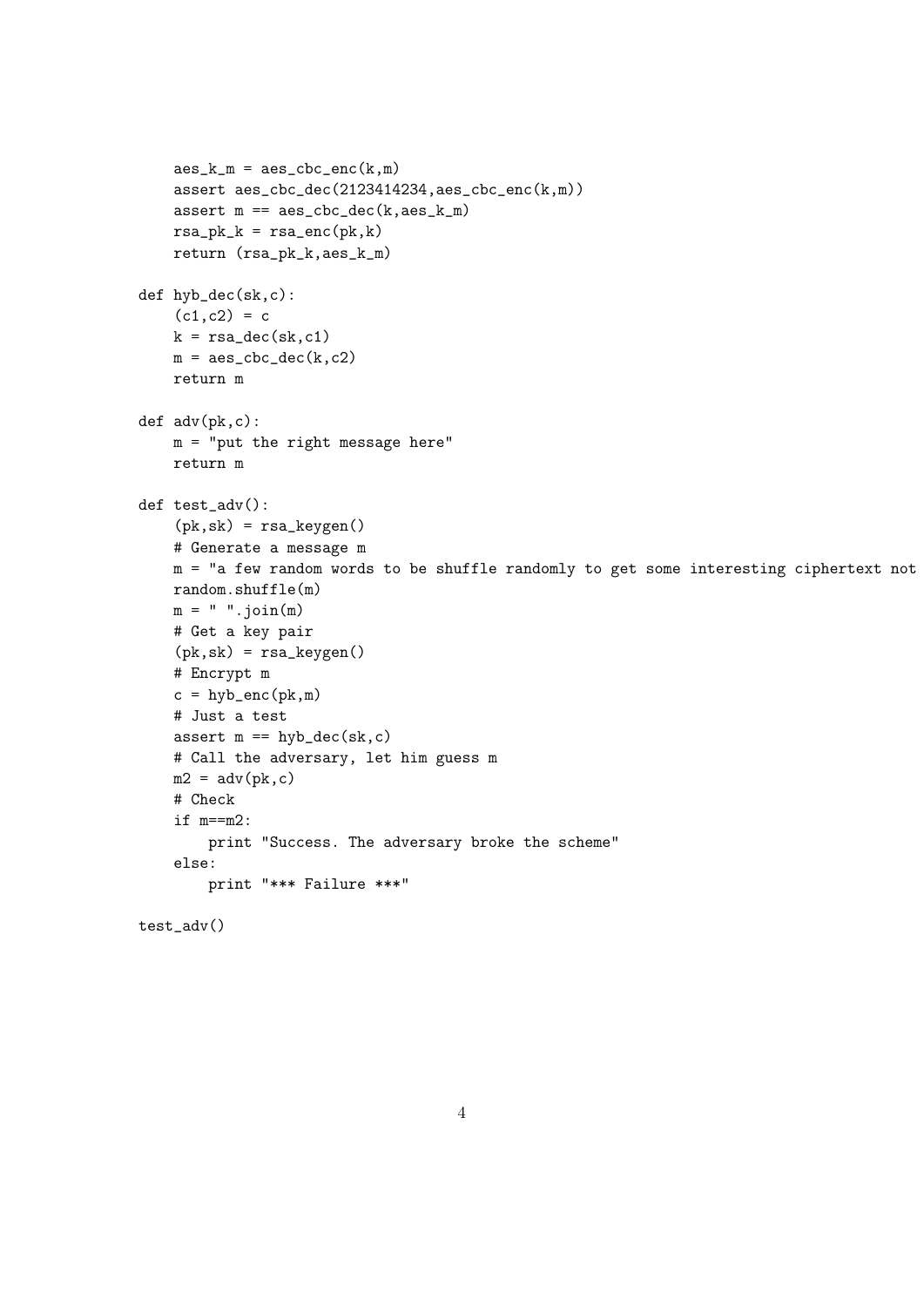```
    aes_k_m = aes_cbc_enc(k,m)
    assert aes_cbc_dec(2123414234,aes_cbc_enc(k,m))
    assert m == aes_cbc_dec(k,aes_k_m)
    rsa_pk_k = rsa_enc(pk,k)
    return (rsa_pk_k,aes_k_m)

def hyb_dec(sk,c):
    (c1,c2) = c
    k = rsa_dec(sk,c1)
    m = aes_cbc_dec(k,c2)
    return m

def adv(pk,c):
    m = "put the right message here"
    return m

def test_adv():
    (pk,sk) = rsa_keygen()
    # Generate a message m
    m = "a few random words to be shuffle randomly to get some interesting ciphertext not
    random.shuffle(m)
    m = " ".join(m)
    # Get a key pair
    (pk,sk) = rsa_keygen()
    # Encrypt m
    c = hyb_enc(pk,m)
    # Just a test
    assert m == hyb_dec(sk,c)
    # Call the adversary, let him guess m
    m2 = adv(pk,c)
    # Check
    if m==m2:
        print "Success. The adversary broke the scheme"
    else:
        print "*** Failure ***"

test_adv()
```